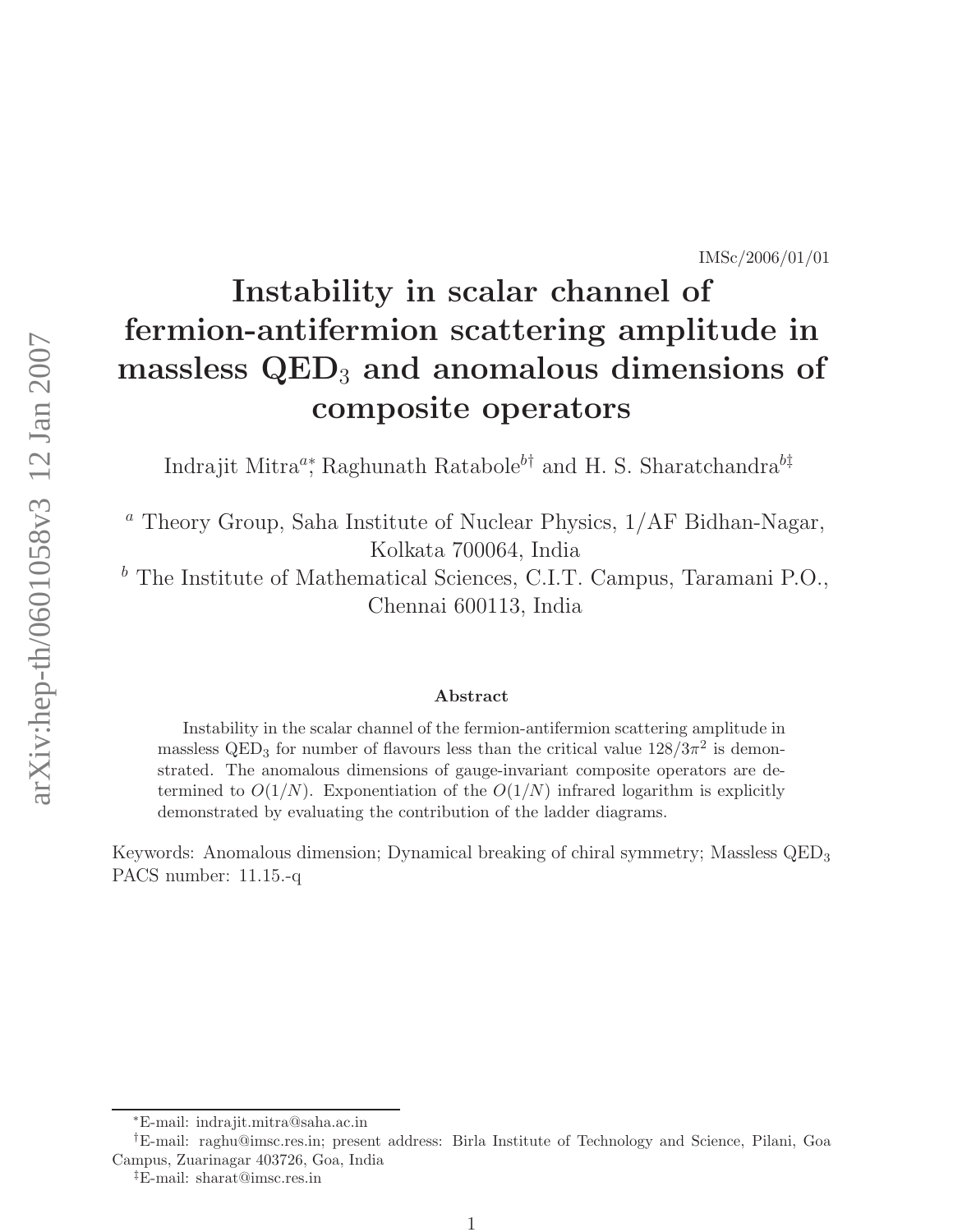IMSc/2006/01/01

# Instability in scalar channel of fermion-antifermion scattering amplitude in massless $QED_3$ and anomalous dimensions of composite operators

Indrajit Mitra[a*], Raghunath Ratabole[b†] and H. S. Sharatchandra[b‡]

[a] Theory Group, Saha Institute of Nuclear Physics, 1/AF Bidhan-Nagar, Kolkata 700064, India

[b] The Institute of Mathematical Sciences, C.I.T. Campus, Taramani P.O., Chennai 600113, India

### Abstract

Instability in the scalar channel of the fermion-antifermion scattering amplitude in massless $QED_3$ for number of flavours less than the critical value $128/3\pi^2$ is demonstrated. The anomalous dimensions of gauge-invariant composite operators are determined to $O(1/N)$. Exponentiation of the $O(1/N)$ infrared logarithm is explicitly demonstrated by evaluating the contribution of the ladder diagrams.

Keywords: Anomalous dimension; Dynamical breaking of chiral symmetry; Massless $QED_3$
PACS number: 11.15.-q

---

[*] E-mail: indrajit.mitra@saha.ac.in

[†] E-mail: raghu@imsc.res.in; present address: Birla Institute of Technology and Science, Pilani, Goa Campus, Zuarinagar 403726, Goa, India

[‡] E-mail: sharat@imsc.res.in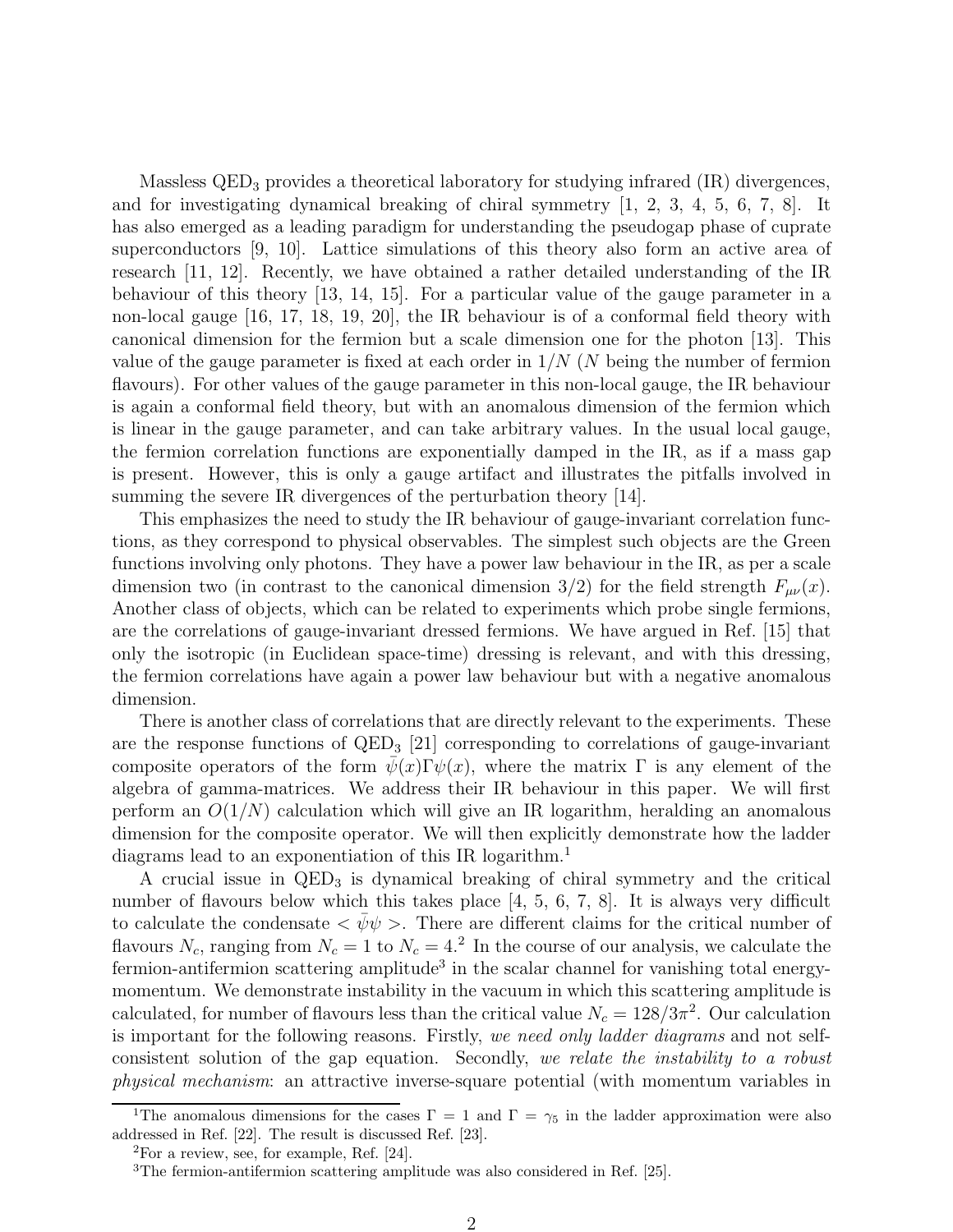Massless $QED_3$ provides a theoretical laboratory for studying infrared (IR) divergences, and for investigating dynamical breaking of chiral symmetry [1, 2, 3, 4, 5, 6, 7, 8]. It has also emerged as a leading paradigm for understanding the pseudogap phase of cuprate superconductors [9, 10]. Lattice simulations of this theory also form an active area of research [11, 12]. Recently, we have obtained a rather detailed understanding of the IR behaviour of this theory [13, 14, 15]. For a particular value of the gauge parameter in a non-local gauge [16, 17, 18, 19, 20], the IR behaviour is of a conformal field theory with canonical dimension for the fermion but a scale dimension one for the photon [13]. This value of the gauge parameter is fixed at each order in $1/N$ ($N$ being the number of fermion flavours). For other values of the gauge parameter in this non-local gauge, the IR behaviour is again a conformal field theory, but with an anomalous dimension of the fermion which is linear in the gauge parameter, and can take arbitrary values. In the usual local gauge, the fermion correlation functions are exponentially damped in the IR, as if a mass gap is present. However, this is only a gauge artifact and illustrates the pitfalls involved in summing the severe IR divergences of the perturbation theory [14].

This emphasizes the need to study the IR behaviour of gauge-invariant correlation functions, as they correspond to physical observables. The simplest such objects are the Green functions involving only photons. They have a power law behaviour in the IR, as per a scale dimension two (in contrast to the canonical dimension 3/2) for the field strength $F_{\mu\nu}(x)$. Another class of objects, which can be related to experiments which probe single fermions, are the correlations of gauge-invariant dressed fermions. We have argued in Ref. [15] that only the isotropic (in Euclidean space-time) dressing is relevant, and with this dressing, the fermion correlations have again a power law behaviour but with a negative anomalous dimension.

There is another class of correlations that are directly relevant to the experiments. These are the response functions of $QED_3$ [21] corresponding to correlations of gauge-invariant composite operators of the form $\bar{\psi}(x)\Gamma\psi(x)$, where the matrix $\Gamma$ is any element of the algebra of gamma-matrices. We address their IR behaviour in this paper. We will first perform an $O(1/N)$ calculation which will give an IR logarithm, heralding an anomalous dimension for the composite operator. We will then explicitly demonstrate how the ladder diagrams lead to an exponentiation of this IR logarithm.[1]

A crucial issue in $QED_3$ is dynamical breaking of chiral symmetry and the critical number of flavours below which this takes place [4, 5, 6, 7, 8]. It is always very difficult to calculate the condensate $<\bar{\psi}\psi>$. There are different claims for the critical number of flavours $N_c$, ranging from $N_c = 1$ to $N_c = 4$.[2] In the course of our analysis, we calculate the fermion-antifermion scattering amplitude[3] in the scalar channel for vanishing total energy-momentum. We demonstrate instability in the vacuum in which this scattering amplitude is calculated, for number of flavours less than the critical value $N_c = 128/3\pi^2$. Our calculation is important for the following reasons. Firstly, *we need only ladder diagrams* and not self-consistent solution of the gap equation. Secondly, *we relate the instability to a robust physical mechanism*: an attractive inverse-square potential (with momentum variables in

---

[1] The anomalous dimensions for the cases $\Gamma = 1$ and $\Gamma = \gamma_5$ in the ladder approximation were also addressed in Ref. [22]. The result is discussed Ref. [23].

[2] For a review, see, for example, Ref. [24].

[3] The fermion-antifermion scattering amplitude was also considered in Ref. [25].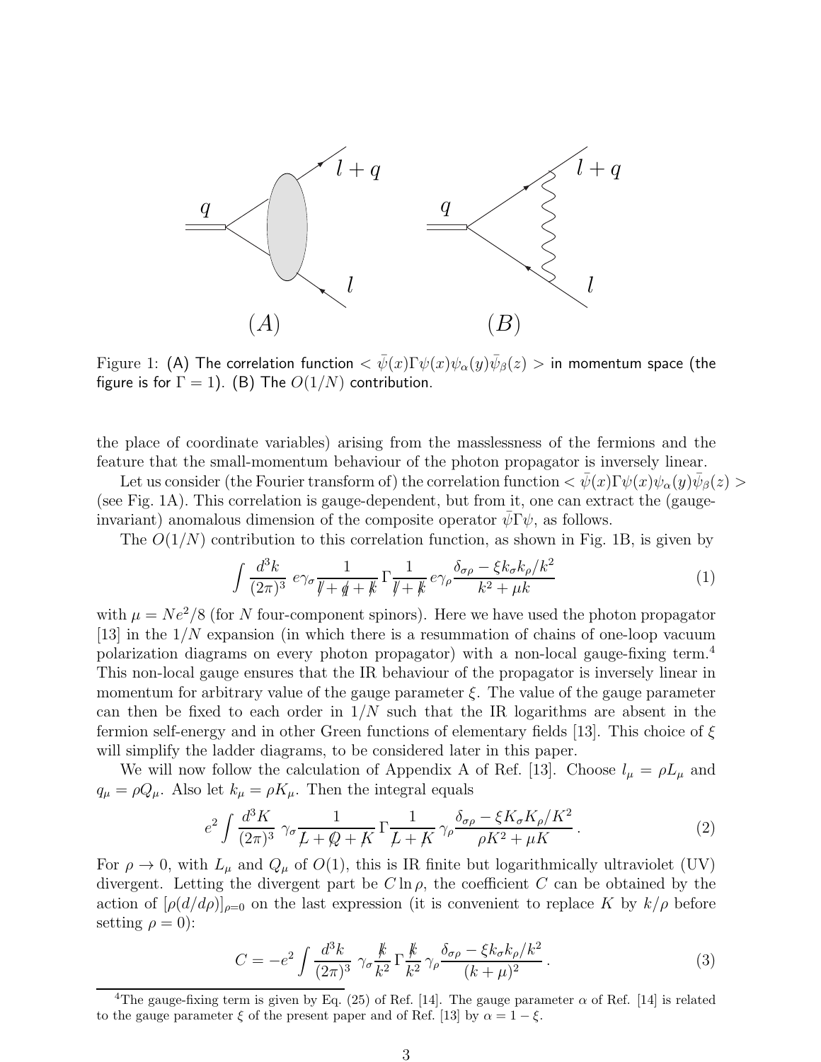Figure 1: (A) The correlation function $< \bar{\psi}(x)\Gamma\psi(x)\psi_\alpha(y)\bar{\psi}_\beta(z) >$ in momentum space (the figure is for $\Gamma = 1$). (B) The $O(1/N)$ contribution.

the place of coordinate variables) arising from the masslessness of the fermions and the feature that the small-momentum behaviour of the photon propagator is inversely linear.

Let us consider (the Fourier transform of) the correlation function $< \bar{\psi}(x)\Gamma\psi(x)\psi_\alpha(y)\bar{\psi}_\beta(z) >$ (see Fig. 1A). This correlation is gauge-dependent, but from it, one can extract the (gauge-invariant) anomalous dimension of the composite operator $\bar{\psi}\Gamma\psi$, as follows.

The $O(1/N)$ contribution to this correlation function, as shown in Fig. 1B, is given by

$$\int \frac{d^3k}{(2\pi)^3}\; e\gamma_\sigma \frac{1}{\not{l}+\not{q}+\not{k}}\,\Gamma\frac{1}{\not{l}+\not{k}}\,e\gamma_\rho \frac{\delta_{\sigma\rho}-\xi k_\sigma k_\rho/k^2}{k^2+\mu k} \tag{1}$$

with $\mu = Ne^2/8$ (for $N$ four-component spinors). Here we have used the photon propagator [13] in the $1/N$ expansion (in which there is a resummation of chains of one-loop vacuum polarization diagrams on every photon propagator) with a non-local gauge-fixing term.[4] This non-local gauge ensures that the IR behaviour of the propagator is inversely linear in momentum for arbitrary value of the gauge parameter $\xi$. The value of the gauge parameter can then be fixed to each order in $1/N$ such that the IR logarithms are absent in the fermion self-energy and in other Green functions of elementary fields [13]. This choice of $\xi$ will simplify the ladder diagrams, to be considered later in this paper.

We will now follow the calculation of Appendix A of Ref. [13]. Choose $l_\mu = \rho L_\mu$ and $q_\mu = \rho Q_\mu$. Also let $k_\mu = \rho K_\mu$. Then the integral equals

$$e^2\int \frac{d^3K}{(2\pi)^3}\;\gamma_\sigma \frac{1}{\not{L}+\not{Q}+\not{K}}\,\Gamma\frac{1}{\not{L}+\not{K}}\,\gamma_\rho \frac{\delta_{\sigma\rho}-\xi K_\sigma K_\rho/K^2}{\rho K^2+\mu K}\,. \tag{2}$$

For $\rho \to 0$, with $L_\mu$ and $Q_\mu$ of $O(1)$, this is IR finite but logarithmically ultraviolet (UV) divergent. Letting the divergent part be $C\ln\rho$, the coefficient $C$ can be obtained by the action of $[\rho(d/d\rho)]_{\rho=0}$ on the last expression (it is convenient to replace $K$ by $k/\rho$ before setting $\rho = 0$):

$$C = -e^2\int \frac{d^3k}{(2\pi)^3}\;\gamma_\sigma \frac{\not{k}}{k^2}\,\Gamma\frac{\not{k}}{k^2}\,\gamma_\rho \frac{\delta_{\sigma\rho}-\xi k_\sigma k_\rho/k^2}{(k+\mu)^2}\,. \tag{3}$$

[4] The gauge-fixing term is given by Eq. (25) of Ref. [14]. The gauge parameter $\alpha$ of Ref. [14] is related to the gauge parameter $\xi$ of the present paper and of Ref. [13] by $\alpha = 1 - \xi$.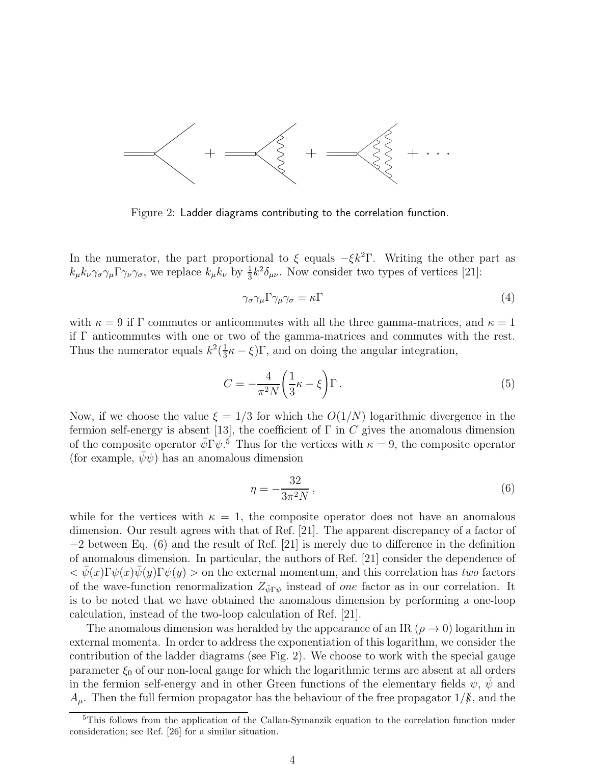Figure 2: Ladder diagrams contributing to the correlation function.

In the numerator, the part proportional to $\xi$ equals $-\xi k^2 \Gamma$. Writing the other part as $k_\mu k_\nu \gamma_\sigma \gamma_\mu \Gamma \gamma_\nu \gamma_\sigma$, we replace $k_\mu k_\nu$ by $\frac{1}{3}k^2\delta_{\mu\nu}$. Now consider two types of vertices [21]:

$$\gamma_\sigma \gamma_\mu \Gamma \gamma_\mu \gamma_\sigma = \kappa \Gamma \tag{4}$$

with $\kappa = 9$ if $\Gamma$ commutes or anticommutes with all the three gamma-matrices, and $\kappa = 1$ if $\Gamma$ anticommutes with one or two of the gamma-matrices and commutes with the rest. Thus the numerator equals $k^2(\frac{1}{3}\kappa - \xi)\Gamma$, and on doing the angular integration,

$$C = -\frac{4}{\pi^2 N}\left(\frac{1}{3}\kappa - \xi\right)\Gamma \,. \tag{5}$$

Now, if we choose the value $\xi = 1/3$ for which the $O(1/N)$ logarithmic divergence in the fermion self-energy is absent [13], the coefficient of $\Gamma$ in $C$ gives the anomalous dimension of the composite operator $\bar{\psi}\Gamma\psi$.[5] Thus for the vertices with $\kappa = 9$, the composite operator (for example, $\bar{\psi}\psi$) has an anomalous dimension

$$\eta = -\frac{32}{3\pi^2 N} \,, \tag{6}$$

while for the vertices with $\kappa = 1$, the composite operator does not have an anomalous dimension. Our result agrees with that of Ref. [21]. The apparent discrepancy of a factor of $-2$ between Eq. (6) and the result of Ref. [21] is merely due to difference in the definition of anomalous dimension. In particular, the authors of Ref. [21] consider the dependence of $< \bar{\psi}(x)\Gamma\psi(x)\bar{\psi}(y)\Gamma\psi(y) >$ on the external momentum, and this correlation has *two* factors of the wave-function renormalization $Z_{\bar{\psi}\Gamma\psi}$ instead of *one* factor as in our correlation. It is to be noted that we have obtained the anomalous dimension by performing a one-loop calculation, instead of the two-loop calculation of Ref. [21].

The anomalous dimension was heralded by the appearance of an IR ($\rho \to 0$) logarithm in external momenta. In order to address the exponentiation of this logarithm, we consider the contribution of the ladder diagrams (see Fig. 2). We choose to work with the special gauge parameter $\xi_0$ of our non-local gauge for which the logarithmic terms are absent at all orders in the fermion self-energy and in other Green functions of the elementary fields $\psi$, $\bar{\psi}$ and $A_\mu$. Then the full fermion propagator has the behaviour of the free propagator $1/\not{k}$, and the

[5] This follows from the application of the Callan-Symanzik equation to the correlation function under consideration; see Ref. [26] for a similar situation.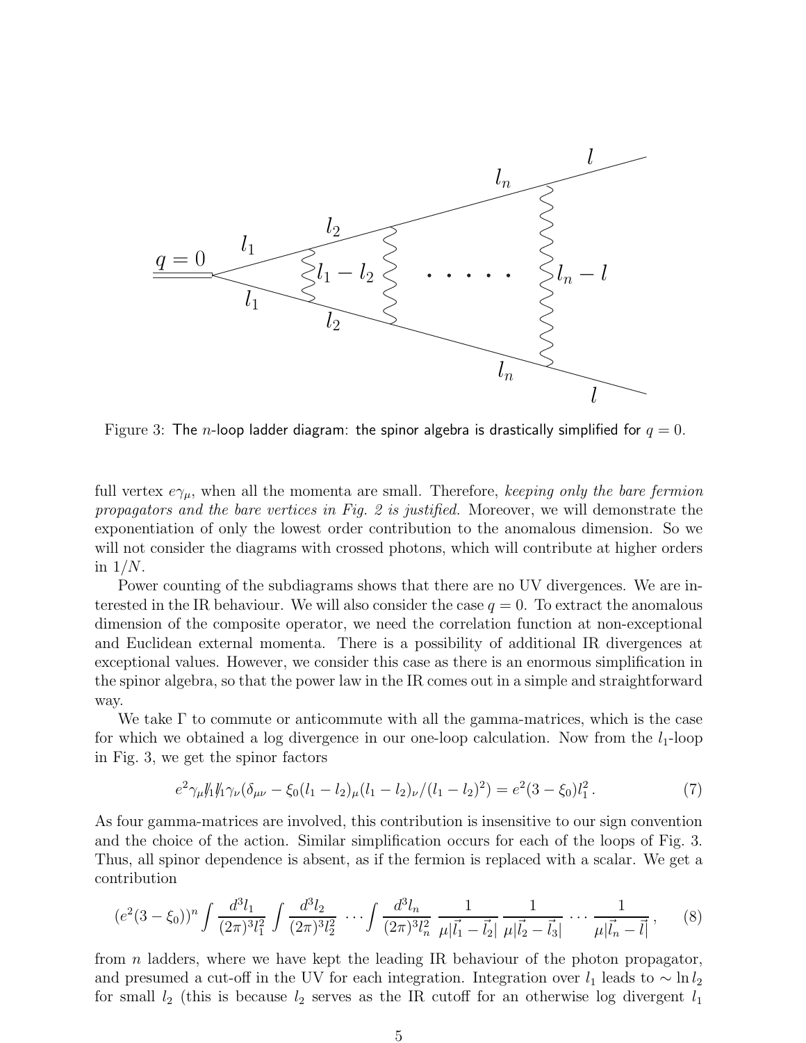Figure 3: The $n$-loop ladder diagram: the spinor algebra is drastically simplified for $q = 0$.

full vertex $e\gamma_\mu$, when all the momenta are small. Therefore, *keeping only the bare fermion propagators and the bare vertices in Fig. 2 is justified.* Moreover, we will demonstrate the exponentiation of only the lowest order contribution to the anomalous dimension. So we will not consider the diagrams with crossed photons, which will contribute at higher orders in $1/N$.

Power counting of the subdiagrams shows that there are no UV divergences. We are interested in the IR behaviour. We will also consider the case $q = 0$. To extract the anomalous dimension of the composite operator, we need the correlation function at non-exceptional and Euclidean external momenta. There is a possibility of additional IR divergences at exceptional values. However, we consider this case as there is an enormous simplification in the spinor algebra, so that the power law in the IR comes out in a simple and straightforward way.

We take $\Gamma$ to commute or anticommute with all the gamma-matrices, which is the case for which we obtained a log divergence in our one-loop calculation. Now from the $l_1$-loop in Fig. 3, we get the spinor factors

$$e^2\gamma_\mu \not{l}_1 \not{l}_1 \gamma_\nu (\delta_{\mu\nu} - \xi_0 (l_1 - l_2)_\mu (l_1 - l_2)_\nu / (l_1 - l_2)^2) = e^2 (3 - \xi_0) l_1^2 \,. \tag{7}$$

As four gamma-matrices are involved, this contribution is insensitive to our sign convention and the choice of the action. Similar simplification occurs for each of the loops of Fig. 3. Thus, all spinor dependence is absent, as if the fermion is replaced with a scalar. We get a contribution

$$(e^2(3-\xi_0))^n \int \frac{d^3 l_1}{(2\pi)^3 l_1^2} \int \frac{d^3 l_2}{(2\pi)^3 l_2^2} \cdots \int \frac{d^3 l_n}{(2\pi)^3 l_n^2} \, \frac{1}{\mu |\vec{l}_1 - \vec{l}_2|} \, \frac{1}{\mu |\vec{l}_2 - \vec{l}_3|} \cdots \frac{1}{\mu |\vec{l}_n - \vec{l}|} \,, \tag{8}$$

from $n$ ladders, where we have kept the leading IR behaviour of the photon propagator, and presumed a cut-off in the UV for each integration. Integration over $l_1$ leads to $\sim \ln l_2$ for small $l_2$ (this is because $l_2$ serves as the IR cutoff for an otherwise log divergent $l_1$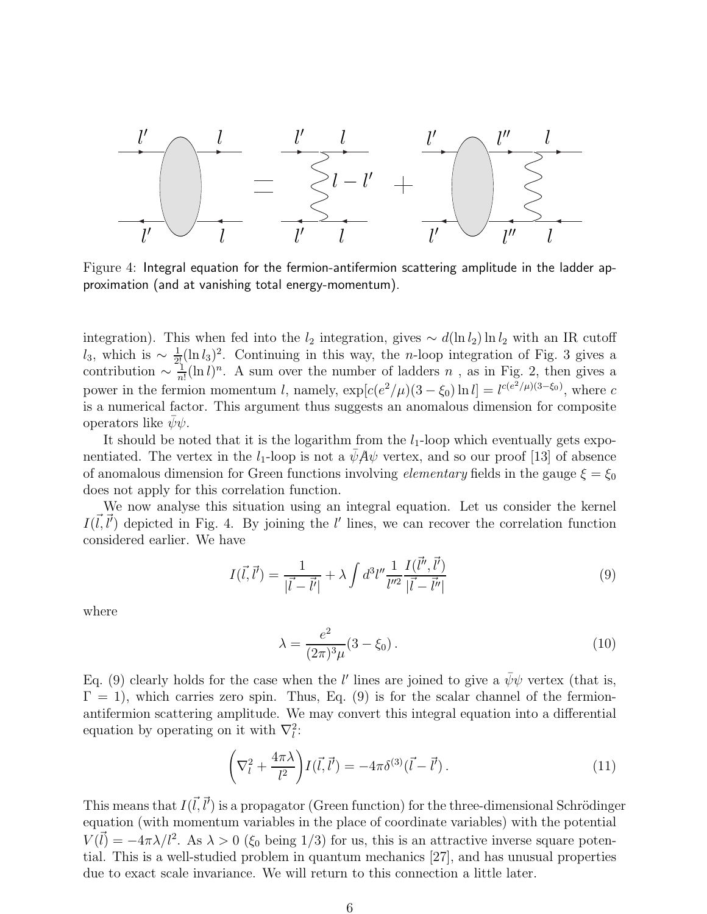Figure 4: Integral equation for the fermion-antifermion scattering amplitude in the ladder approximation (and at vanishing total energy-momentum).

integration). This when fed into the $l_2$ integration, gives $\sim d(\ln l_2)\ln l_2$ with an IR cutoff $l_3$, which is $\sim \frac{1}{2!}(\ln l_3)^2$. Continuing in this way, the $n$-loop integration of Fig. 3 gives a contribution $\sim \frac{1}{n!}(\ln l)^n$. A sum over the number of ladders $n$ , as in Fig. 2, then gives a power in the fermion momentum $l$, namely, $\exp[c(e^2/\mu)(3-\xi_0)\ln l] = l^{c(e^2/\mu)(3-\xi_0)}$, where $c$ is a numerical factor. This argument thus suggests an anomalous dimension for composite operators like $\bar{\psi}\psi$.

It should be noted that it is the logarithm from the $l_1$-loop which eventually gets exponentiated. The vertex in the $l_1$-loop is not a $\bar{\psi}A\!\!\!/\psi$ vertex, and so our proof [13] of absence of anomalous dimension for Green functions involving *elementary* fields in the gauge $\xi = \xi_0$ does not apply for this correlation function.

We now analyse this situation using an integral equation. Let us consider the kernel $I(\vec{l},\vec{l}')$ depicted in Fig. 4. By joining the $l'$ lines, we can recover the correlation function considered earlier. We have

$$I(\vec{l},\vec{l}') = \frac{1}{|\vec{l}-\vec{l}'|} + \lambda\int d^3l''\frac{1}{l''^2}\frac{I(\vec{l}'',\vec{l}')}{|\vec{l}-\vec{l}''|} \tag{9}$$

where

$$\lambda = \frac{e^2}{(2\pi)^3\mu}(3-\xi_0)\,. \tag{10}$$

Eq. (9) clearly holds for the case when the $l'$ lines are joined to give a $\bar{\psi}\psi$ vertex (that is, $\Gamma = 1$), which carries zero spin. Thus, Eq. (9) is for the scalar channel of the fermion-antifermion scattering amplitude. We may convert this integral equation into a differential equation by operating on it with $\nabla_l^2$:

$$\left(\nabla_l^2 + \frac{4\pi\lambda}{l^2}\right)I(\vec{l},\vec{l}') = -4\pi\delta^{(3)}(\vec{l}-\vec{l}')\,. \tag{11}$$

This means that $I(\vec{l},\vec{l}')$ is a propagator (Green function) for the three-dimensional Schrödinger equation (with momentum variables in the place of coordinate variables) with the potential $V(\vec{l}) = -4\pi\lambda/l^2$. As $\lambda > 0$ ($\xi_0$ being 1/3) for us, this is an attractive inverse square potential. This is a well-studied problem in quantum mechanics [27], and has unusual properties due to exact scale invariance. We will return to this connection a little later.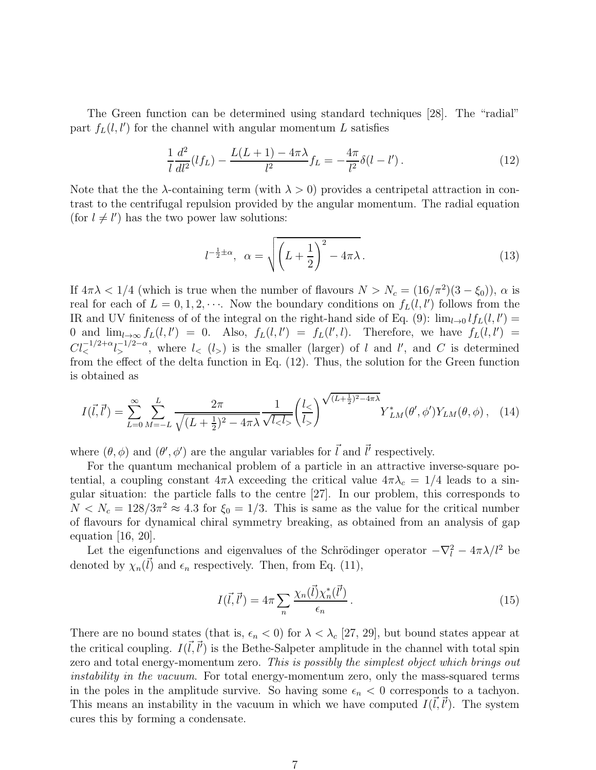The Green function can be determined using standard techniques [28]. The "radial" part $f_L(l, l')$ for the channel with angular momentum $L$ satisfies

$$\frac{1}{l}\frac{d^2}{dl^2}(l f_L) - \frac{L(L+1) - 4\pi\lambda}{l^2} f_L = -\frac{4\pi}{l^2}\delta(l - l')\,. \tag{12}$$

Note that the the $\lambda$-containing term (with $\lambda > 0$) provides a centripetal attraction in contrast to the centrifugal repulsion provided by the angular momentum. The radial equation (for $l \neq l'$) has the two power law solutions:

$$l^{-\frac{1}{2}\pm\alpha}, \;\; \alpha = \sqrt{\left(L + \frac{1}{2}\right)^2 - 4\pi\lambda}\,. \tag{13}$$

If $4\pi\lambda < 1/4$ (which is true when the number of flavours $N > N_c = (16/\pi^2)(3 - \xi_0))$, $\alpha$ is real for each of $L = 0, 1, 2, \cdots$. Now the boundary conditions on $f_L(l, l')$ follows from the IR and UV finiteness of of the integral on the right-hand side of Eq. (9): $\lim_{l\to 0} l f_L(l, l') = 0$ and $\lim_{l\to\infty} f_L(l, l') = 0$. Also, $f_L(l, l') = f_L(l', l)$. Therefore, we have $f_L(l, l') = C l_<^{-1/2+\alpha} l_>^{-1/2-\alpha}$, where $l_<$ ($l_>$) is the smaller (larger) of $l$ and $l'$, and $C$ is determined from the effect of the delta function in Eq. (12). Thus, the solution for the Green function is obtained as

$$I(\vec{l}, \vec{l}') = \sum_{L=0}^{\infty} \sum_{M=-L}^{L} \frac{2\pi}{\sqrt{(L+\frac{1}{2})^2 - 4\pi\lambda}} \frac{1}{\sqrt{l_< l_>}} \left(\frac{l_<}{l_>}\right)^{\sqrt{(L+\frac{1}{2})^2 - 4\pi\lambda}} Y^*_{LM}(\theta', \phi') Y_{LM}(\theta, \phi)\,, \tag{14}$$

where $(\theta, \phi)$ and $(\theta', \phi')$ are the angular variables for $\vec{l}$ and $\vec{l}'$ respectively.

For the quantum mechanical problem of a particle in an attractive inverse-square potential, a coupling constant $4\pi\lambda$ exceeding the critical value $4\pi\lambda_c = 1/4$ leads to a singular situation: the particle falls to the centre [27]. In our problem, this corresponds to $N < N_c = 128/3\pi^2 \approx 4.3$ for $\xi_0 = 1/3$. This is same as the value for the critical number of flavours for dynamical chiral symmetry breaking, as obtained from an analysis of gap equation [16, 20].

Let the eigenfunctions and eigenvalues of the Schrödinger operator $-\nabla_l^2 - 4\pi\lambda/l^2$ be denoted by $\chi_n(\vec{l})$ and $\epsilon_n$ respectively. Then, from Eq. (11),

$$I(\vec{l}, \vec{l}') = 4\pi \sum_n \frac{\chi_n(\vec{l})\chi_n^*(\vec{l}')}{\epsilon_n}\,. \tag{15}$$

There are no bound states (that is, $\epsilon_n < 0$) for $\lambda < \lambda_c$ [27, 29], but bound states appear at the critical coupling. $I(\vec{l}, \vec{l}')$ is the Bethe-Salpeter amplitude in the channel with total spin zero and total energy-momentum zero. *This is possibly the simplest object which brings out instability in the vacuum*. For total energy-momentum zero, only the mass-squared terms in the poles in the amplitude survive. So having some $\epsilon_n < 0$ corresponds to a tachyon. This means an instability in the vacuum in which we have computed $I(\vec{l}, \vec{l}')$. The system cures this by forming a condensate.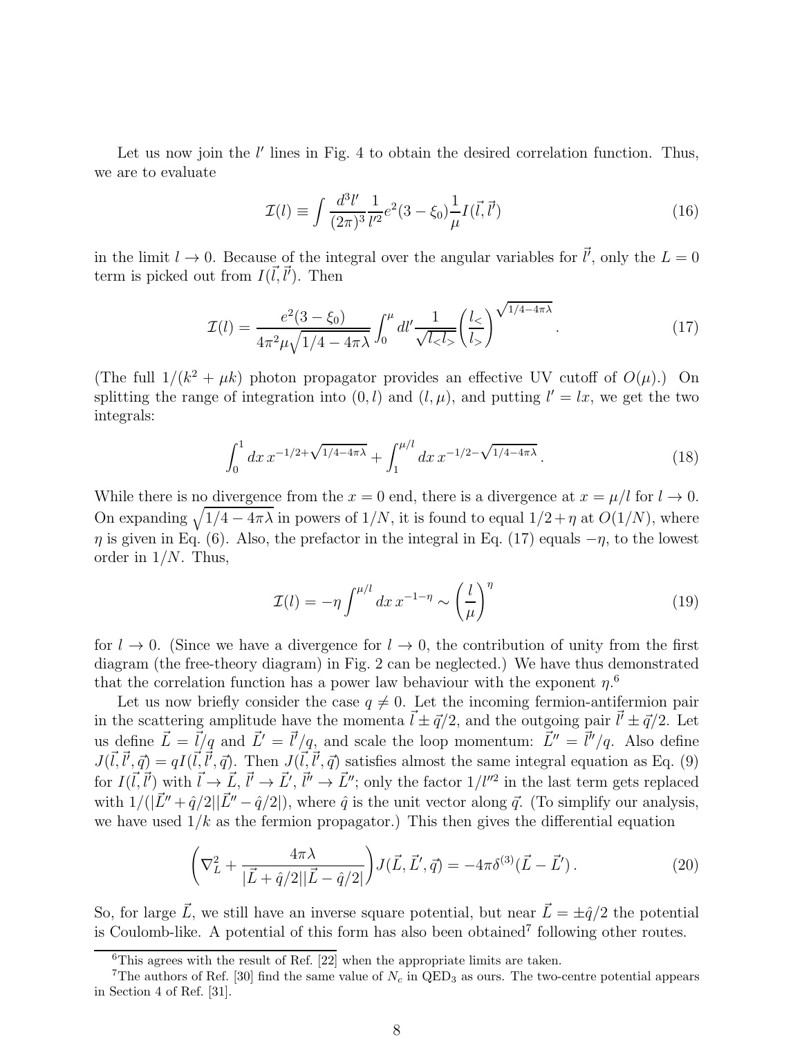Let us now join the $l'$ lines in Fig. 4 to obtain the desired correlation function. Thus, we are to evaluate

$$\mathcal{I}(l) \equiv \int \frac{d^3l'}{(2\pi)^3}\frac{1}{l'^2}e^2(3-\xi_0)\frac{1}{\mu}I(\vec{l},\vec{l}') \tag{16}$$

in the limit $l \to 0$. Because of the integral over the angular variables for $\vec{l}'$, only the $L = 0$ term is picked out from $I(\vec{l},\vec{l}')$. Then

$$\mathcal{I}(l) = \frac{e^2(3-\xi_0)}{4\pi^2\mu\sqrt{1/4-4\pi\lambda}}\int_0^\mu dl' \frac{1}{\sqrt{l_< l_>}}\left(\frac{l_<}{l_>}\right)^{\sqrt{1/4-4\pi\lambda}}. \tag{17}$$

(The full $1/(k^2+\mu k)$ photon propagator provides an effective UV cutoff of $O(\mu)$.) On splitting the range of integration into $(0,l)$ and $(l,\mu)$, and putting $l' = lx$, we get the two integrals:

$$\int_0^1 dx\, x^{-1/2+\sqrt{1/4-4\pi\lambda}} + \int_1^{\mu/l} dx\, x^{-1/2-\sqrt{1/4-4\pi\lambda}}. \tag{18}$$

While there is no divergence from the $x = 0$ end, there is a divergence at $x = \mu/l$ for $l \to 0$. On expanding $\sqrt{1/4-4\pi\lambda}$ in powers of $1/N$, it is found to equal $1/2+\eta$ at $O(1/N)$, where $\eta$ is given in Eq. (6). Also, the prefactor in the integral in Eq. (17) equals $-\eta$, to the lowest order in $1/N$. Thus,

$$\mathcal{I}(l) = -\eta\int^{\mu/l} dx\, x^{-1-\eta} \sim \left(\frac{l}{\mu}\right)^\eta \tag{19}$$

for $l \to 0$. (Since we have a divergence for $l \to 0$, the contribution of unity from the first diagram (the free-theory diagram) in Fig. 2 can be neglected.) We have thus demonstrated that the correlation function has a power law behaviour with the exponent $\eta$.[6]

Let us now briefly consider the case $q \neq 0$. Let the incoming fermion-antifermion pair in the scattering amplitude have the momenta $\vec{l} \pm \vec{q}/2$, and the outgoing pair $\vec{l}' \pm \vec{q}/2$. Let us define $\vec{L} = \vec{l}/q$ and $\vec{L}' = \vec{l}'/q$, and scale the loop momentum: $\vec{L}'' = \vec{l}''/q$. Also define $J(\vec{l},\vec{l}',\vec{q}) = qI(\vec{l},\vec{l}',\vec{q})$. Then $J(\vec{l},\vec{l}',\vec{q})$ satisfies almost the same integral equation as Eq. (9) for $I(\vec{l},\vec{l}')$ with $\vec{l} \to \vec{L}$, $\vec{l}' \to \vec{L}'$, $\vec{l}'' \to \vec{L}''$; only the factor $1/l''^2$ in the last term gets replaced with $1/(|\vec{L}''+\hat{q}/2||\vec{L}''-\hat{q}/2|)$, where $\hat{q}$ is the unit vector along $\vec{q}$. (To simplify our analysis, we have used $1/k$ as the fermion propagator.) This then gives the differential equation

$$\left(\nabla_L^2 + \frac{4\pi\lambda}{|\vec{L}+\hat{q}/2||\vec{L}-\hat{q}/2|}\right)J(\vec{L},\vec{L}',\vec{q}) = -4\pi\delta^{(3)}(\vec{L}-\vec{L}'). \tag{20}$$

So, for large $\vec{L}$, we still have an inverse square potential, but near $\vec{L} = \pm\hat{q}/2$ the potential is Coulomb-like. A potential of this form has also been obtained[7] following other routes.

[6] This agrees with the result of Ref. [22] when the appropriate limits are taken.

[7] The authors of Ref. [30] find the same value of $N_c$ in QED$_3$ as ours. The two-centre potential appears in Section 4 of Ref. [31].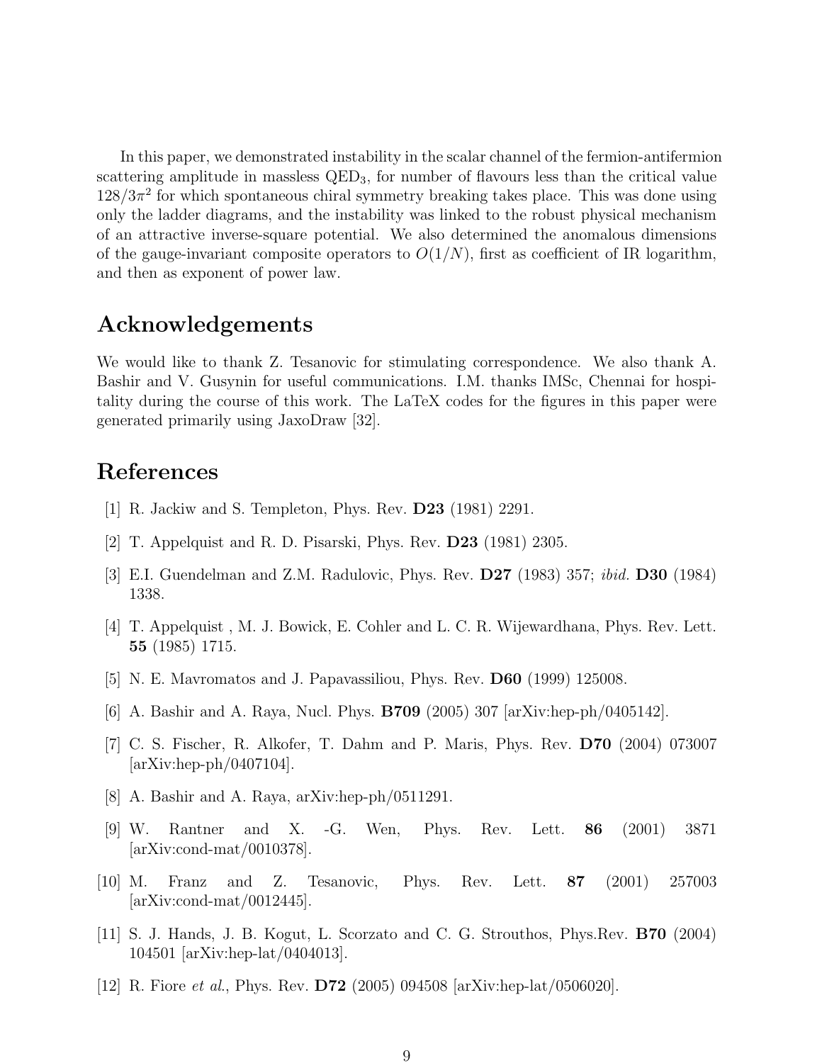In this paper, we demonstrated instability in the scalar channel of the fermion-antifermion scattering amplitude in massless $\mathrm{QED}_3$, for number of flavours less than the critical value $128/3\pi^2$ for which spontaneous chiral symmetry breaking takes place. This was done using only the ladder diagrams, and the instability was linked to the robust physical mechanism of an attractive inverse-square potential. We also determined the anomalous dimensions of the gauge-invariant composite operators to $O(1/N)$, first as coefficient of IR logarithm, and then as exponent of power law.

## Acknowledgements

We would like to thank Z. Tesanovic for stimulating correspondence. We also thank A. Bashir and V. Gusynin for useful communications. I.M. thanks IMSc, Chennai for hospitality during the course of this work. The LaTeX codes for the figures in this paper were generated primarily using JaxoDraw [32].

## References

[1] R. Jackiw and S. Templeton, Phys. Rev. **D23** (1981) 2291.

[2] T. Appelquist and R. D. Pisarski, Phys. Rev. **D23** (1981) 2305.

[3] E.I. Guendelman and Z.M. Radulovic, Phys. Rev. **D27** (1983) 357; *ibid.* **D30** (1984) 1338.

[4] T. Appelquist , M. J. Bowick, E. Cohler and L. C. R. Wijewardhana, Phys. Rev. Lett. **55** (1985) 1715.

[5] N. E. Mavromatos and J. Papavassiliou, Phys. Rev. **D60** (1999) 125008.

[6] A. Bashir and A. Raya, Nucl. Phys. **B709** (2005) 307 [arXiv:hep-ph/0405142].

[7] C. S. Fischer, R. Alkofer, T. Dahm and P. Maris, Phys. Rev. **D70** (2004) 073007 [arXiv:hep-ph/0407104].

[8] A. Bashir and A. Raya, arXiv:hep-ph/0511291.

[9] W. Rantner and X. -G. Wen, Phys. Rev. Lett. **86** (2001) 3871 [arXiv:cond-mat/0010378].

[10] M. Franz and Z. Tesanovic, Phys. Rev. Lett. **87** (2001) 257003 [arXiv:cond-mat/0012445].

[11] S. J. Hands, J. B. Kogut, L. Scorzato and C. G. Strouthos, Phys.Rev. **B70** (2004) 104501 [arXiv:hep-lat/0404013].

[12] R. Fiore *et al.*, Phys. Rev. **D72** (2005) 094508 [arXiv:hep-lat/0506020].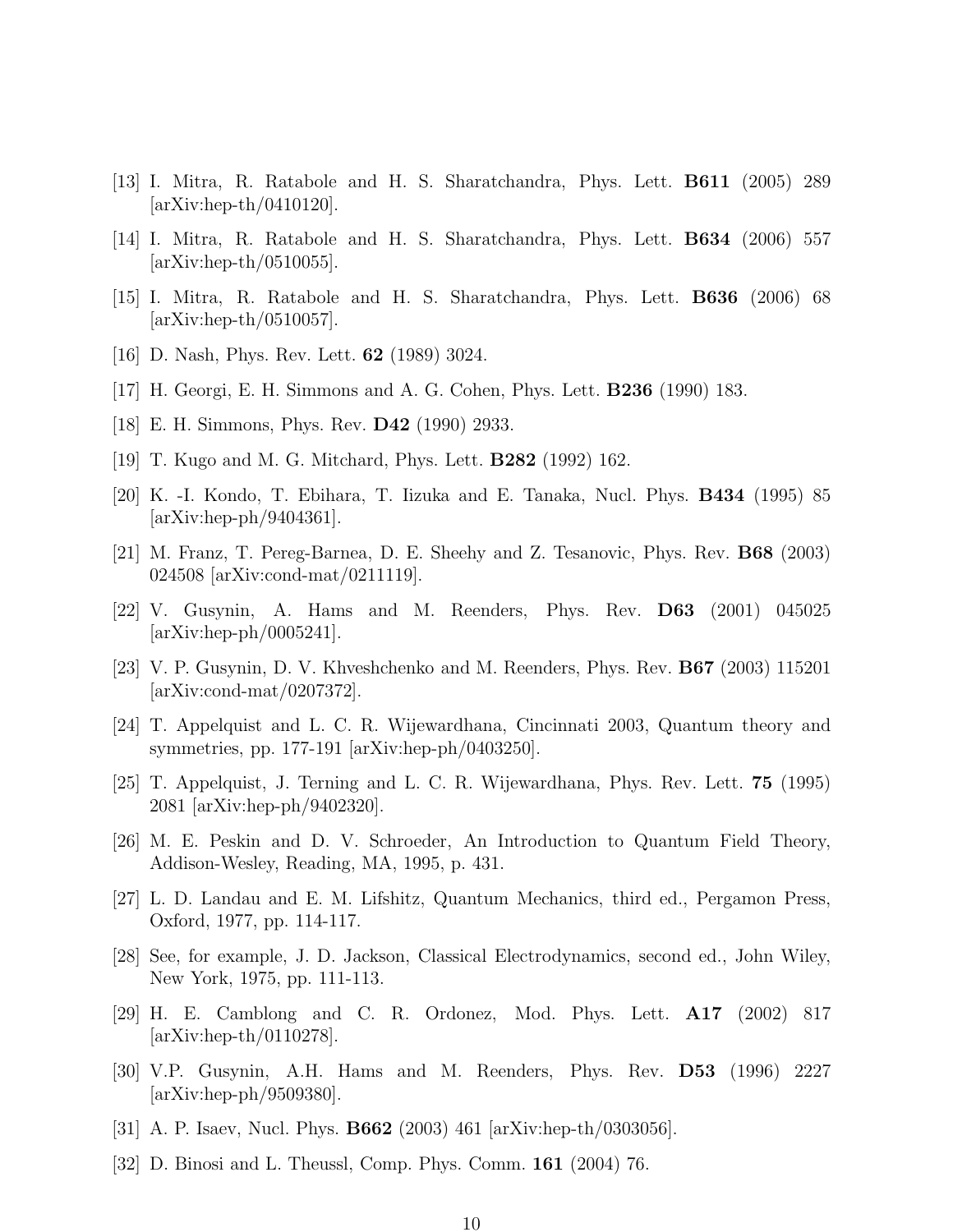[13] I. Mitra, R. Ratabole and H. S. Sharatchandra, Phys. Lett. **B611** (2005) 289 [arXiv:hep-th/0410120].

[14] I. Mitra, R. Ratabole and H. S. Sharatchandra, Phys. Lett. **B634** (2006) 557 [arXiv:hep-th/0510055].

[15] I. Mitra, R. Ratabole and H. S. Sharatchandra, Phys. Lett. **B636** (2006) 68 [arXiv:hep-th/0510057].

[16] D. Nash, Phys. Rev. Lett. **62** (1989) 3024.

[17] H. Georgi, E. H. Simmons and A. G. Cohen, Phys. Lett. **B236** (1990) 183.

[18] E. H. Simmons, Phys. Rev. **D42** (1990) 2933.

[19] T. Kugo and M. G. Mitchard, Phys. Lett. **B282** (1992) 162.

[20] K. -I. Kondo, T. Ebihara, T. Iizuka and E. Tanaka, Nucl. Phys. **B434** (1995) 85 [arXiv:hep-ph/9404361].

[21] M. Franz, T. Pereg-Barnea, D. E. Sheehy and Z. Tesanovic, Phys. Rev. **B68** (2003) 024508 [arXiv:cond-mat/0211119].

[22] V. Gusynin, A. Hams and M. Reenders, Phys. Rev. **D63** (2001) 045025 [arXiv:hep-ph/0005241].

[23] V. P. Gusynin, D. V. Khveshchenko and M. Reenders, Phys. Rev. **B67** (2003) 115201 [arXiv:cond-mat/0207372].

[24] T. Appelquist and L. C. R. Wijewardhana, Cincinnati 2003, Quantum theory and symmetries, pp. 177-191 [arXiv:hep-ph/0403250].

[25] T. Appelquist, J. Terning and L. C. R. Wijewardhana, Phys. Rev. Lett. **75** (1995) 2081 [arXiv:hep-ph/9402320].

[26] M. E. Peskin and D. V. Schroeder, An Introduction to Quantum Field Theory, Addison-Wesley, Reading, MA, 1995, p. 431.

[27] L. D. Landau and E. M. Lifshitz, Quantum Mechanics, third ed., Pergamon Press, Oxford, 1977, pp. 114-117.

[28] See, for example, J. D. Jackson, Classical Electrodynamics, second ed., John Wiley, New York, 1975, pp. 111-113.

[29] H. E. Camblong and C. R. Ordonez, Mod. Phys. Lett. **A17** (2002) 817 [arXiv:hep-th/0110278].

[30] V.P. Gusynin, A.H. Hams and M. Reenders, Phys. Rev. **D53** (1996) 2227 [arXiv:hep-ph/9509380].

[31] A. P. Isaev, Nucl. Phys. **B662** (2003) 461 [arXiv:hep-th/0303056].

[32] D. Binosi and L. Theussl, Comp. Phys. Comm. **161** (2004) 76.